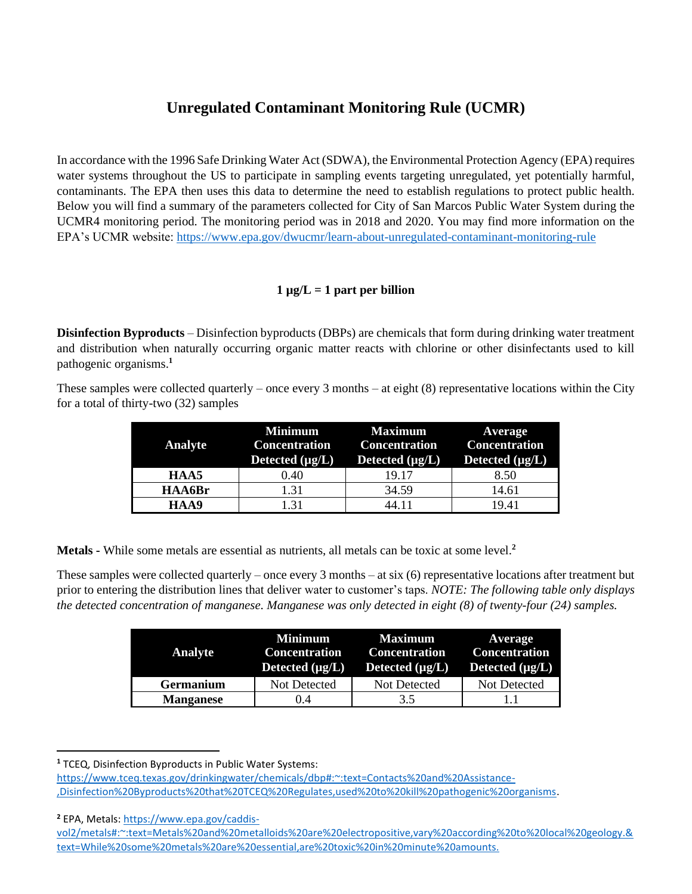# Unregulated Contaminant Monitoring Rule (UCMR)

In accordance with the 1996 Safe Drinking Water Act (SDWA), the Environmental Protection Agency (EPA) requires water systems throughout the US to participate in sampling events targeting unregulated, yet potentially harmful, contaminants. The EPA then uses this data to determine the need to establish regulations to protect public health. Below you will find a summary of the parameters collected for City of San Marcos Public Water System during the UCMR4 monitoring period. The monitoring period was in 2018 and 2020. You may find more information on the EPA's UCMR website: https://www.epa.gov/dwucmr/learn-about-unregulated-contaminant-monitoring-rule

**1 μg/L = 1 part per billion**

**Disinfection Byproducts** – Disinfection byproducts (DBPs) are chemicals that form during drinking water treatment and distribution when naturally occurring organic matter reacts with chlorine or other disinfectants used to kill pathogenic organisms.[1]

These samples were collected quarterly – once every 3 months – at eight (8) representative locations within the City for a total of thirty-two (32) samples

| Analyte | Minimum Concentration Detected (μg/L) | Maximum Concentration Detected (μg/L) | Average Concentration Detected (μg/L) |
|---|---|---|---|
| **HAA5** | 0.40 | 19.17 | 8.50 |
| **HAA6Br** | 1.31 | 34.59 | 14.61 |
| **HAA9** | 1.31 | 44.11 | 19.41 |

**Metals** - While some metals are essential as nutrients, all metals can be toxic at some level.[2]

These samples were collected quarterly – once every 3 months – at six (6) representative locations after treatment but prior to entering the distribution lines that deliver water to customer's taps. *NOTE: The following table only displays the detected concentration of manganese. Manganese was only detected in eight (8) of twenty-four (24) samples.*

| Analyte | Minimum Concentration Detected (μg/L) | Maximum Concentration Detected (μg/L) | Average Concentration Detected (μg/L) |
|---|---|---|---|
| **Germanium** | Not Detected | Not Detected | Not Detected |
| **Manganese** | 0.4 | 3.5 | 1.1 |

[1] TCEQ, Disinfection Byproducts in Public Water Systems: https://www.tceq.texas.gov/drinkingwater/chemicals/dbp#:~:text=Contacts%20and%20Assistance-,Disinfection%20Byproducts%20that%20TCEQ%20Regulates,used%20to%20kill%20pathogenic%20organisms.

[2] EPA, Metals: https://www.epa.gov/caddis-vol2/metals#:~:text=Metals%20and%20metalloids%20are%20electropositive,vary%20according%20to%20local%20geology.&text=While%20some%20metals%20are%20essential,are%20toxic%20in%20minute%20amounts.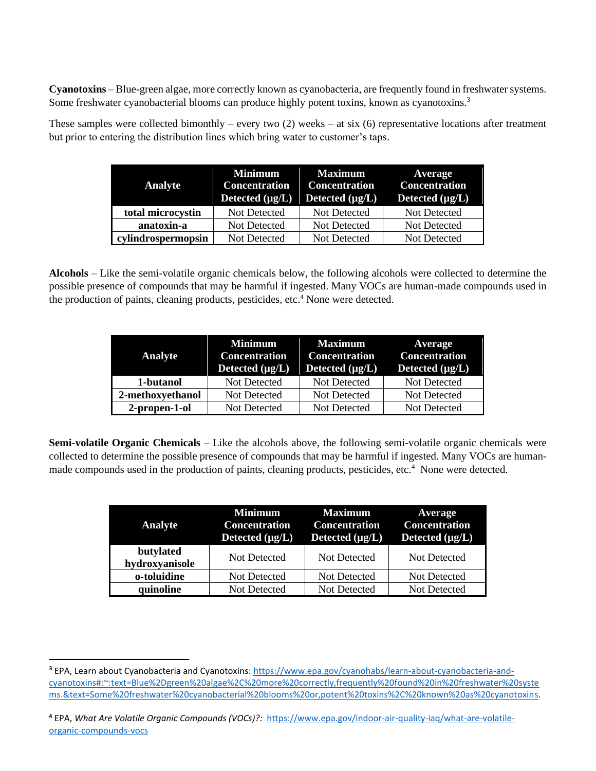**Cyanotoxins** – Blue-green algae, more correctly known as cyanobacteria, are frequently found in freshwater systems. Some freshwater cyanobacterial blooms can produce highly potent toxins, known as cyanotoxins.[3]

These samples were collected bimonthly – every two (2) weeks – at six (6) representative locations after treatment but prior to entering the distribution lines which bring water to customer's taps.

| Analyte | Minimum Concentration Detected (µg/L) | Maximum Concentration Detected (µg/L) | Average Concentration Detected (µg/L) |
|---|---|---|---|
| **total microcystin** | Not Detected | Not Detected | Not Detected |
| **anatoxin-a** | Not Detected | Not Detected | Not Detected |
| **cylindrospermopsin** | Not Detected | Not Detected | Not Detected |

**Alcohols** – Like the semi-volatile organic chemicals below, the following alcohols were collected to determine the possible presence of compounds that may be harmful if ingested. Many VOCs are human-made compounds used in the production of paints, cleaning products, pesticides, etc.[4] None were detected.

| Analyte | Minimum Concentration Detected (µg/L) | Maximum Concentration Detected (µg/L) | Average Concentration Detected (µg/L) |
|---|---|---|---|
| **1-butanol** | Not Detected | Not Detected | Not Detected |
| **2-methoxyethanol** | Not Detected | Not Detected | Not Detected |
| **2-propen-1-ol** | Not Detected | Not Detected | Not Detected |

**Semi-volatile Organic Chemicals** – Like the alcohols above, the following semi-volatile organic chemicals were collected to determine the possible presence of compounds that may be harmful if ingested. Many VOCs are human-made compounds used in the production of paints, cleaning products, pesticides, etc.[4] None were detected.

| Analyte | Minimum Concentration Detected (µg/L) | Maximum Concentration Detected (µg/L) | Average Concentration Detected (µg/L) |
|---|---|---|---|
| **butylated hydroxyanisole** | Not Detected | Not Detected | Not Detected |
| **o-toluidine** | Not Detected | Not Detected | Not Detected |
| **quinoline** | Not Detected | Not Detected | Not Detected |

---

[3] EPA, Learn about Cyanobacteria and Cyanotoxins: https://www.epa.gov/cyanohabs/learn-about-cyanobacteria-and-cyanotoxins#:~:text=Blue%2Dgreen%20algae%2C%20more%20correctly,frequently%20found%20in%20freshwater%20systems.&text=Some%20freshwater%20cyanobacterial%20blooms%20or,potent%20toxins%2C%20known%20as%20cyanotoxins.

[4] EPA, *What Are Volatile Organic Compounds (VOCs)?:* https://www.epa.gov/indoor-air-quality-iaq/what-are-volatile-organic-compounds-vocs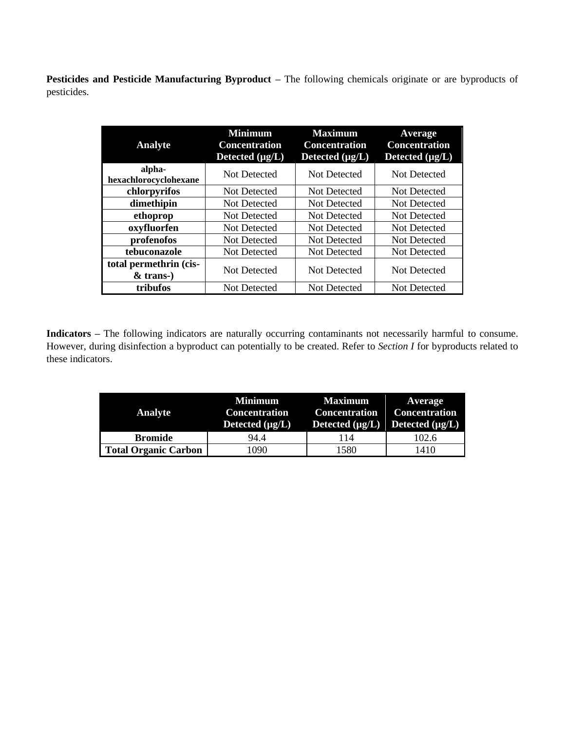**Pesticides and Pesticide Manufacturing Byproduct –** The following chemicals originate or are byproducts of pesticides.

| Analyte | Minimum Concentration Detected (μg/L) | Maximum Concentration Detected (μg/L) | Average Concentration Detected (μg/L) |
|---|---|---|---|
| **alpha-hexachlorocyclohexane** | Not Detected | Not Detected | Not Detected |
| **chlorpyrifos** | Not Detected | Not Detected | Not Detected |
| **dimethipin** | Not Detected | Not Detected | Not Detected |
| **ethoprop** | Not Detected | Not Detected | Not Detected |
| **oxyfluorfen** | Not Detected | Not Detected | Not Detected |
| **profenofos** | Not Detected | Not Detected | Not Detected |
| **tebuconazole** | Not Detected | Not Detected | Not Detected |
| **total permethrin (cis- & trans-)** | Not Detected | Not Detected | Not Detected |
| **tribufos** | Not Detected | Not Detected | Not Detected |

**Indicators –** The following indicators are naturally occurring contaminants not necessarily harmful to consume. However, during disinfection a byproduct can potentially to be created. Refer to *Section I* for byproducts related to these indicators.

| Analyte | Minimum Concentration Detected (μg/L) | Maximum Concentration Detected (μg/L) | Average Concentration Detected (μg/L) |
|---|---|---|---|
| **Bromide** | 94.4 | 114 | 102.6 |
| **Total Organic Carbon** | 1090 | 1580 | 1410 |